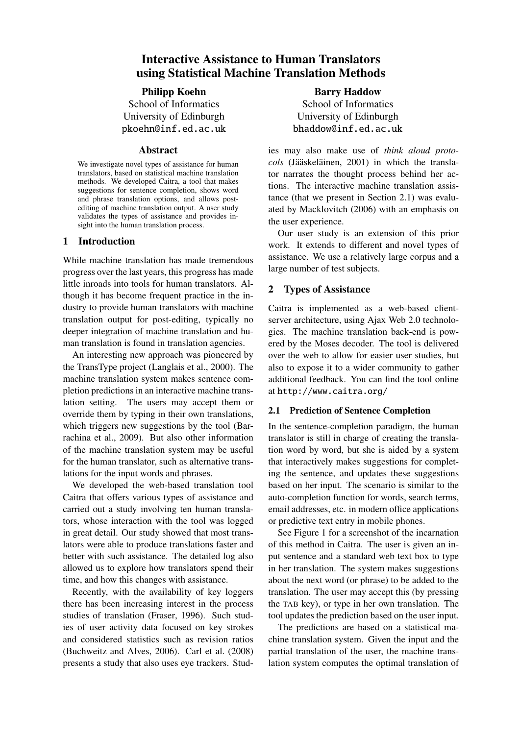# Interactive Assistance to Human Translators using Statistical Machine Translation Methods

**Philipp Koehn**
School of Informatics
University of Edinburgh
pkoehn@inf.ed.ac.uk

**Barry Haddow**
School of Informatics
University of Edinburgh
bhaddow@inf.ed.ac.uk

## Abstract

We investigate novel types of assistance for human translators, based on statistical machine translation methods. We developed Caitra, a tool that makes suggestions for sentence completion, shows word and phrase translation options, and allows post-editing of machine translation output. A user study validates the types of assistance and provides insight into the human translation process.

## 1 Introduction

While machine translation has made tremendous progress over the last years, this progress has made little inroads into tools for human translators. Although it has become frequent practice in the industry to provide human translators with machine translation output for post-editing, typically no deeper integration of machine translation and human translation is found in translation agencies.

An interesting new approach was pioneered by the TransType project (Langlais et al., 2000). The machine translation system makes sentence completion predictions in an interactive machine translation setting. The users may accept them or override them by typing in their own translations, which triggers new suggestions by the tool (Barrachina et al., 2009). But also other information of the machine translation system may be useful for the human translator, such as alternative translations for the input words and phrases.

We developed the web-based translation tool Caitra that offers various types of assistance and carried out a study involving ten human translators, whose interaction with the tool was logged in great detail. Our study showed that most translators were able to produce translations faster and better with such assistance. The detailed log also allowed us to explore how translators spend their time, and how this changes with assistance.

Recently, with the availability of key loggers there has been increasing interest in the process studies of translation (Fraser, 1996). Such studies of user activity data focused on key strokes and considered statistics such as revision ratios (Buchweitz and Alves, 2006). Carl et al. (2008) presents a study that also uses eye trackers. Studies may also make use of *think aloud protocols* (Jääskeläinen, 2001) in which the translator narrates the thought process behind her actions. The interactive machine translation assistance (that we present in Section 2.1) was evaluated by Macklovitch (2006) with an emphasis on the user experience.

Our user study is an extension of this prior work. It extends to different and novel types of assistance. We use a relatively large corpus and a large number of test subjects.

## 2 Types of Assistance

Caitra is implemented as a web-based client-server architecture, using Ajax Web 2.0 technologies. The machine translation back-end is powered by the Moses decoder. The tool is delivered over the web to allow for easier user studies, but also to expose it to a wider community to gather additional feedback. You can find the tool online at http://www.caitra.org/

### 2.1 Prediction of Sentence Completion

In the sentence-completion paradigm, the human translator is still in charge of creating the translation word by word, but she is aided by a system that interactively makes suggestions for completing the sentence, and updates these suggestions based on her input. The scenario is similar to the auto-completion function for words, search terms, email addresses, etc. in modern office applications or predictive text entry in mobile phones.

See Figure 1 for a screenshot of the incarnation of this method in Caitra. The user is given an input sentence and a standard web text box to type in her translation. The system makes suggestions about the next word (or phrase) to be added to the translation. The user may accept this (by pressing the TAB key), or type in her own translation. The tool updates the prediction based on the user input.

The predictions are based on a statistical machine translation system. Given the input and the partial translation of the user, the machine translation system computes the optimal translation of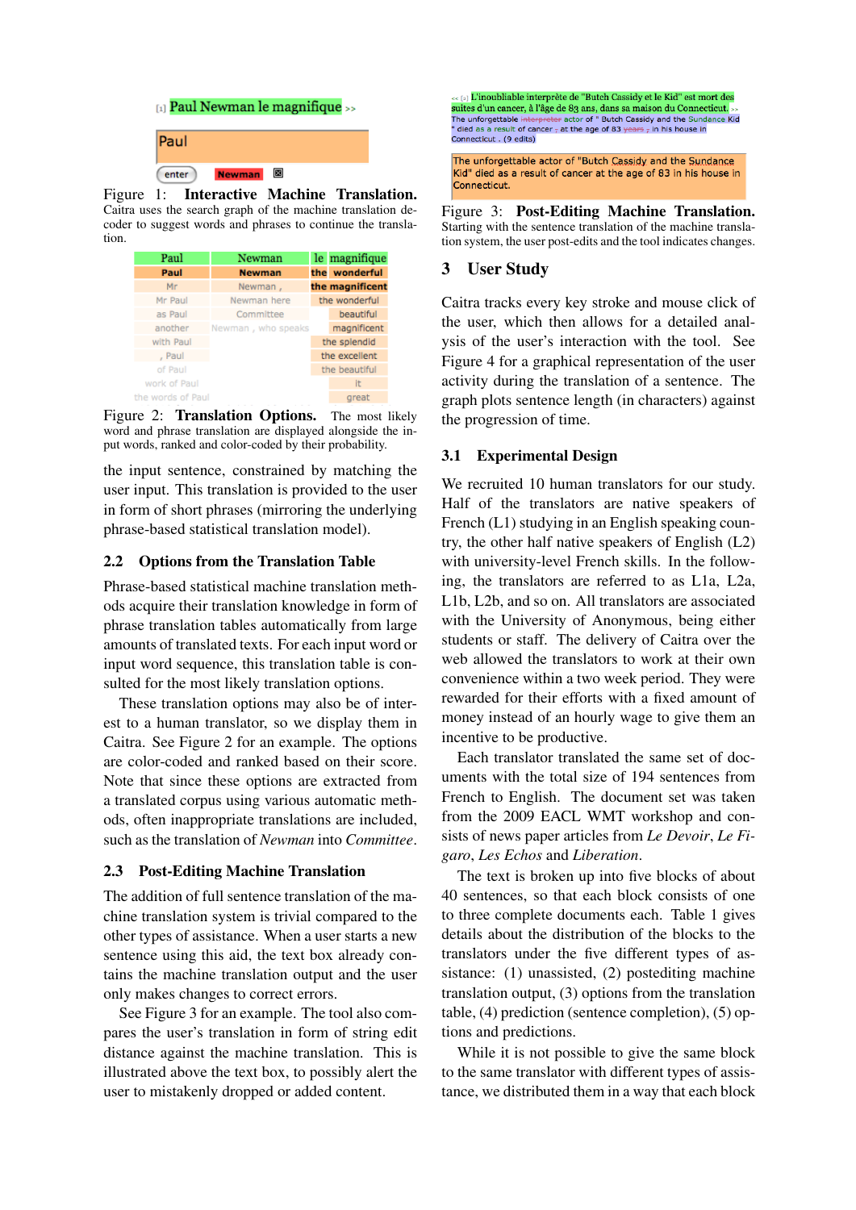[1] Paul Newman le magnifique >>

Paul

enter Newman

Figure 1: **Interactive Machine Translation.** Caitra uses the search graph of the machine translation decoder to suggest words and phrases to continue the translation.

| Paul | Newman | le magnifique |
|---|---|---|
| Paul | Newman | the wonderful |
| Mr | Newman , | the magnificent |
| Mr Paul | Newman here | the wonderful |
| as Paul | Committee | beautiful |
| another | Newman , who speaks | magnificent |
| with Paul | | the splendid |
| , Paul | | the excellent |
| of Paul | | the beautiful |
| work of Paul | | it |
| the words of Paul | | great |

Figure 2: **Translation Options.** The most likely word and phrase translation are displayed alongside the input words, ranked and color-coded by their probability.

the input sentence, constrained by matching the user input. This translation is provided to the user in form of short phrases (mirroring the underlying phrase-based statistical translation model).

## 2.2 Options from the Translation Table

Phrase-based statistical machine translation methods acquire their translation knowledge in form of phrase translation tables automatically from large amounts of translated texts. For each input word or input word sequence, this translation table is consulted for the most likely translation options.

These translation options may also be of interest to a human translator, so we display them in Caitra. See Figure 2 for an example. The options are color-coded and ranked based on their score. Note that since these options are extracted from a translated corpus using various automatic methods, often inappropriate translations are included, such as the translation of *Newman* into *Committee*.

## 2.3 Post-Editing Machine Translation

The addition of full sentence translation of the machine translation system is trivial compared to the other types of assistance. When a user starts a new sentence using this aid, the text box already contains the machine translation output and the user only makes changes to correct errors.

See Figure 3 for an example. The tool also compares the user's translation in form of string edit distance against the machine translation. This is illustrated above the text box, to possibly alert the user to mistakenly dropped or added content.

<< [2] L'inoubliable interprète de "Butch Cassidy et le Kid" est mort des suites d'un cancer, à l'âge de 83 ans, dans sa maison du Connecticut. >>
The unforgettable interpreter actor of " Butch Cassidy and the Sundance Kid " died as a result of cancer , at the age of 83 years , in his house in Connecticut . (9 edits)

The unforgettable actor of "Butch Cassidy and the Sundance Kid" died as a result of cancer at the age of 83 in his house in Connecticut.

Figure 3: **Post-Editing Machine Translation.** Starting with the sentence translation of the machine translation system, the user post-edits and the tool indicates changes.

# 3 User Study

Caitra tracks every key stroke and mouse click of the user, which then allows for a detailed analysis of the user's interaction with the tool. See Figure 4 for a graphical representation of the user activity during the translation of a sentence. The graph plots sentence length (in characters) against the progression of time.

## 3.1 Experimental Design

We recruited 10 human translators for our study. Half of the translators are native speakers of French (L1) studying in an English speaking country, the other half native speakers of English (L2) with university-level French skills. In the following, the translators are referred to as L1a, L2a, L1b, L2b, and so on. All translators are associated with the University of Anonymous, being either students or staff. The delivery of Caitra over the web allowed the translators to work at their own convenience within a two week period. They were rewarded for their efforts with a fixed amount of money instead of an hourly wage to give them an incentive to be productive.

Each translator translated the same set of documents with the total size of 194 sentences from French to English. The document set was taken from the 2009 EACL WMT workshop and consists of news paper articles from *Le Devoir*, *Le Figaro*, *Les Echos* and *Liberation*.

The text is broken up into five blocks of about 40 sentences, so that each block consists of one to three complete documents each. Table 1 gives details about the distribution of the blocks to the translators under the five different types of assistance: (1) unassisted, (2) postediting machine translation output, (3) options from the translation table, (4) prediction (sentence completion), (5) options and predictions.

While it is not possible to give the same block to the same translator with different types of assistance, we distributed them in a way that each block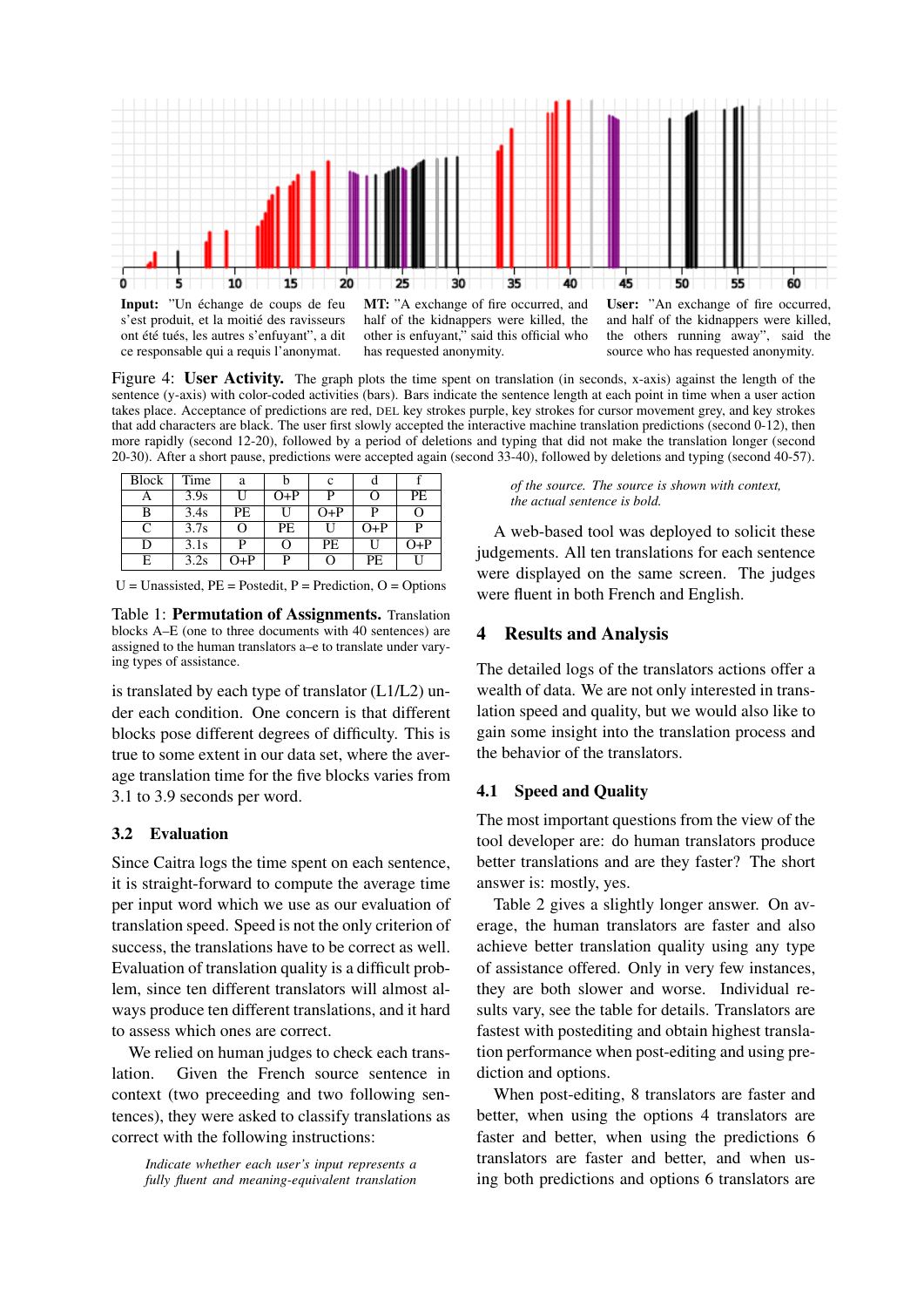**Input:** "Un échange de coups de feu s'est produit, et la moitié des ravisseurs ont été tués, les autres s'enfuyant", a dit ce responsable qui a requis l'anonymat.

**MT:** "A exchange of fire occurred, and half of the kidnappers were killed, the other is enfuyant," said this official who has requested anonymity.

**User:** "An exchange of fire occurred, and half of the kidnappers were killed, the others running away", said the source who has requested anonymity.

Figure 4: **User Activity.** The graph plots the time spent on translation (in seconds, x-axis) against the length of the sentence (y-axis) with color-coded activities (bars). Bars indicate the sentence length at each point in time when a user action takes place. Acceptance of predictions are red, DEL key strokes purple, key strokes for cursor movement grey, and key strokes that add characters are black. The user first slowly accepted the interactive machine translation predictions (second 0-12), then more rapidly (second 12-20), followed by a period of deletions and typing that did not make the translation longer (second 20-30). After a short pause, predictions were accepted again (second 33-40), followed by deletions and typing (second 40-57).

| Block | Time | a | b | c | d | f |
|---|---|---|---|---|---|---|
| A | 3.9s | U | O+P | P | O | PE |
| B | 3.4s | PE | U | O+P | P | O |
| C | 3.7s | O | PE | U | O+P | P |
| D | 3.1s | P | O | PE | U | O+P |
| E | 3.2s | O+P | P | O | PE | U |

U = Unassisted, PE = Postedit, P = Prediction, O = Options

Table 1: **Permutation of Assignments.** Translation blocks A–E (one to three documents with 40 sentences) are assigned to the human translators a–e to translate under varying types of assistance.

is translated by each type of translator (L1/L2) under each condition. One concern is that different blocks pose different degrees of difficulty. This is true to some extent in our data set, where the average translation time for the five blocks varies from 3.1 to 3.9 seconds per word.

### 3.2 Evaluation

Since Caitra logs the time spent on each sentence, it is straight-forward to compute the average time per input word which we use as our evaluation of translation speed. Speed is not the only criterion of success, the translations have to be correct as well. Evaluation of translation quality is a difficult problem, since ten different translators will almost always produce ten different translations, and it hard to assess which ones are correct.

We relied on human judges to check each translation. Given the French source sentence in context (two preceeding and two following sentences), they were asked to classify translations as correct with the following instructions:

> *Indicate whether each user's input represents a fully fluent and meaning-equivalent translation of the source. The source is shown with context, the actual sentence is bold.*

A web-based tool was deployed to solicit these judgements. All ten translations for each sentence were displayed on the same screen. The judges were fluent in both French and English.

## 4 Results and Analysis

The detailed logs of the translators actions offer a wealth of data. We are not only interested in translation speed and quality, but we would also like to gain some insight into the translation process and the behavior of the translators.

### 4.1 Speed and Quality

The most important questions from the view of the tool developer are: do human translators produce better translations and are they faster? The short answer is: mostly, yes.

Table 2 gives a slightly longer answer. On average, the human translators are faster and also achieve better translation quality using any type of assistance offered. Only in very few instances, they are both slower and worse. Individual results vary, see the table for details. Translators are fastest with postediting and obtain highest translation performance when post-editing and using prediction and options.

When post-editing, 8 translators are faster and better, when using the options 4 translators are faster and better, when using the predictions 6 translators are faster and better, and when using both predictions and options 6 translators are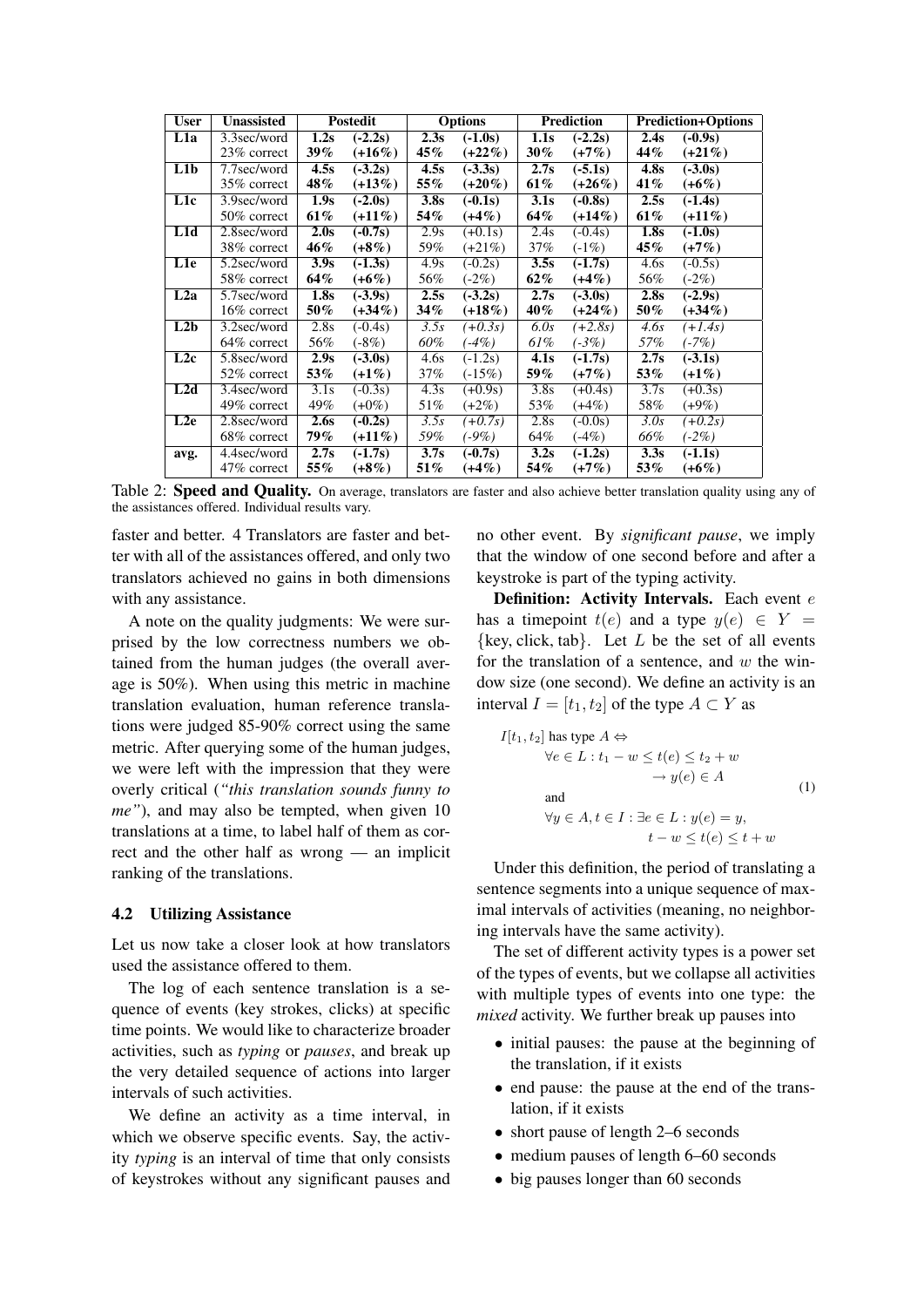| User | Unassisted | Postedit | | Options | | Prediction | | Prediction+Options | |
|---|---|---|---|---|---|---|---|---|---|
| **L1a** | 3.3sec/word | **1.2s** | **(-2.2s)** | **2.3s** | **(-1.0s)** | **1.1s** | **(-2.2s)** | **2.4s** | **(-0.9s)** |
| | 23% correct | **39%** | **(+16%)** | **45%** | **(+22%)** | **30%** | **(+7%)** | **44%** | **(+21%)** |
| **L1b** | 7.7sec/word | **4.5s** | **(-3.2s)** | **4.5s** | **(-3.3s)** | **2.7s** | **(-5.1s)** | **4.8s** | **(-3.0s)** |
| | 35% correct | **48%** | **(+13%)** | **55%** | **(+20%)** | **61%** | **(+26%)** | **41%** | **(+6%)** |
| **L1c** | 3.9sec/word | **1.9s** | **(-2.0s)** | **3.8s** | **(-0.1s)** | **3.1s** | **(-0.8s)** | **2.5s** | **(-1.4s)** |
| | 50% correct | **61%** | **(+11%)** | **54%** | **(+4%)** | **64%** | **(+14%)** | **61%** | **(+11%)** |
| **L1d** | 2.8sec/word | **2.0s** | **(-0.7s)** | 2.9s | (+0.1s) | 2.4s | (-0.4s) | **1.8s** | **(-1.0s)** |
| | 38% correct | **46%** | **(+8%)** | 59% | (+21%) | 37% | (-1%) | **45%** | **(+7%)** |
| **L1e** | 5.2sec/word | **3.9s** | **(-1.3s)** | 4.9s | (-0.2s) | **3.5s** | **(-1.7s)** | 4.6s | (-0.5s) |
| | 58% correct | **64%** | **(+6%)** | 56% | (-2%) | **62%** | **(+4%)** | 56% | (-2%) |
| **L2a** | 5.7sec/word | **1.8s** | **(-3.9s)** | **2.5s** | **(-3.2s)** | **2.7s** | **(-3.0s)** | **2.8s** | **(-2.9s)** |
| | 16% correct | **50%** | **(+34%)** | **34%** | **(+18%)** | **40%** | **(+24%)** | **50%** | **(+34%)** |
| **L2b** | 3.2sec/word | 2.8s | (-0.4s) | *3.5s* | *(+0.3s)* | *6.0s* | *(+2.8s)* | *4.6s* | *(+1.4s)* |
| | 64% correct | 56% | (-8%) | *60%* | *(-4%)* | *61%* | *(-3%)* | *57%* | *(-7%)* |
| **L2c** | 5.8sec/word | **2.9s** | **(-3.0s)** | 4.6s | (-1.2s) | **4.1s** | **(-1.7s)** | **2.7s** | **(-3.1s)** |
| | 52% correct | **53%** | **(+1%)** | 37% | (-15%) | **59%** | **(+7%)** | **53%** | **(+1%)** |
| **L2d** | 3.4sec/word | 3.1s | (-0.3s) | 4.3s | (+0.9s) | 3.8s | (+0.4s) | 3.7s | (+0.3s) |
| | 49% correct | 49% | (+0%) | 51% | (+2%) | 53% | (+4%) | 58% | (+9%) |
| **L2e** | 2.8sec/word | **2.6s** | **(-0.2s)** | *3.5s* | *(+0.7s)* | 2.8s | (-0.0s) | *3.0s* | *(+0.2s)* |
| | 68% correct | **79%** | **(+11%)** | *59%* | *(-9%)* | 64% | (-4%) | *66%* | *(-2%)* |
| **avg.** | 4.4sec/word | **2.7s** | **(-1.7s)** | **3.7s** | **(-0.7s)** | **3.2s** | **(-1.2s)** | **3.3s** | **(-1.1s)** |
| | 47% correct | **55%** | **(+8%)** | **51%** | **(+4%)** | **54%** | **(+7%)** | **53%** | **(+6%)** |

Table 2: **Speed and Quality.** On average, translators are faster and also achieve better translation quality using any of the assistances offered. Individual results vary.

faster and better. 4 Translators are faster and better with all of the assistances offered, and only two translators achieved no gains in both dimensions with any assistance.

A note on the quality judgments: We were surprised by the low correctness numbers we obtained from the human judges (the overall average is 50%). When using this metric in machine translation evaluation, human reference translations were judged 85-90% correct using the same metric. After querying some of the human judges, we were left with the impression that they were overly critical (*"this translation sounds funny to me"*), and may also be tempted, when given 10 translations at a time, to label half of them as correct and the other half as wrong — an implicit ranking of the translations.

### 4.2 Utilizing Assistance

Let us now take a closer look at how translators used the assistance offered to them.

The log of each sentence translation is a sequence of events (key strokes, clicks) at specific time points. We would like to characterize broader activities, such as *typing* or *pauses*, and break up the very detailed sequence of actions into larger intervals of such activities.

We define an activity as a time interval, in which we observe specific events. Say, the activity *typing* is an interval of time that only consists of keystrokes without any significant pauses and no other event. By *significant pause*, we imply that the window of one second before and after a keystroke is part of the typing activity.

**Definition: Activity Intervals.** Each event $e$ has a timepoint $t(e)$ and a type $y(e) \in Y = \{\text{key, click, tab}\}$. Let $L$ be the set of all events for the translation of a sentence, and $w$ the window size (one second). We define an activity is an interval $I = [t_1, t_2]$ of the type $A \subset Y$ as

$$
\begin{aligned}
I[t_1, t_2] \text{ has type } A \Leftrightarrow \\
&\forall e \in L : t_1 - w \le t(e) \le t_2 + w \\
&\qquad\qquad \rightarrow y(e) \in A \\
&\text{and} \\
&\forall y \in A, t \in I : \exists e \in L : y(e) = y, \\
&\qquad\qquad t - w \le t(e) \le t + w
\end{aligned}
\tag{1}
$$

Under this definition, the period of translating a sentence segments into a unique sequence of maximal intervals of activities (meaning, no neighboring intervals have the same activity).

The set of different activity types is a power set of the types of events, but we collapse all activities with multiple types of events into one type: the *mixed* activity. We further break up pauses into

- initial pauses: the pause at the beginning of the translation, if it exists
- end pause: the pause at the end of the translation, if it exists
- short pause of length 2–6 seconds
- medium pauses of length 6–60 seconds
- big pauses longer than 60 seconds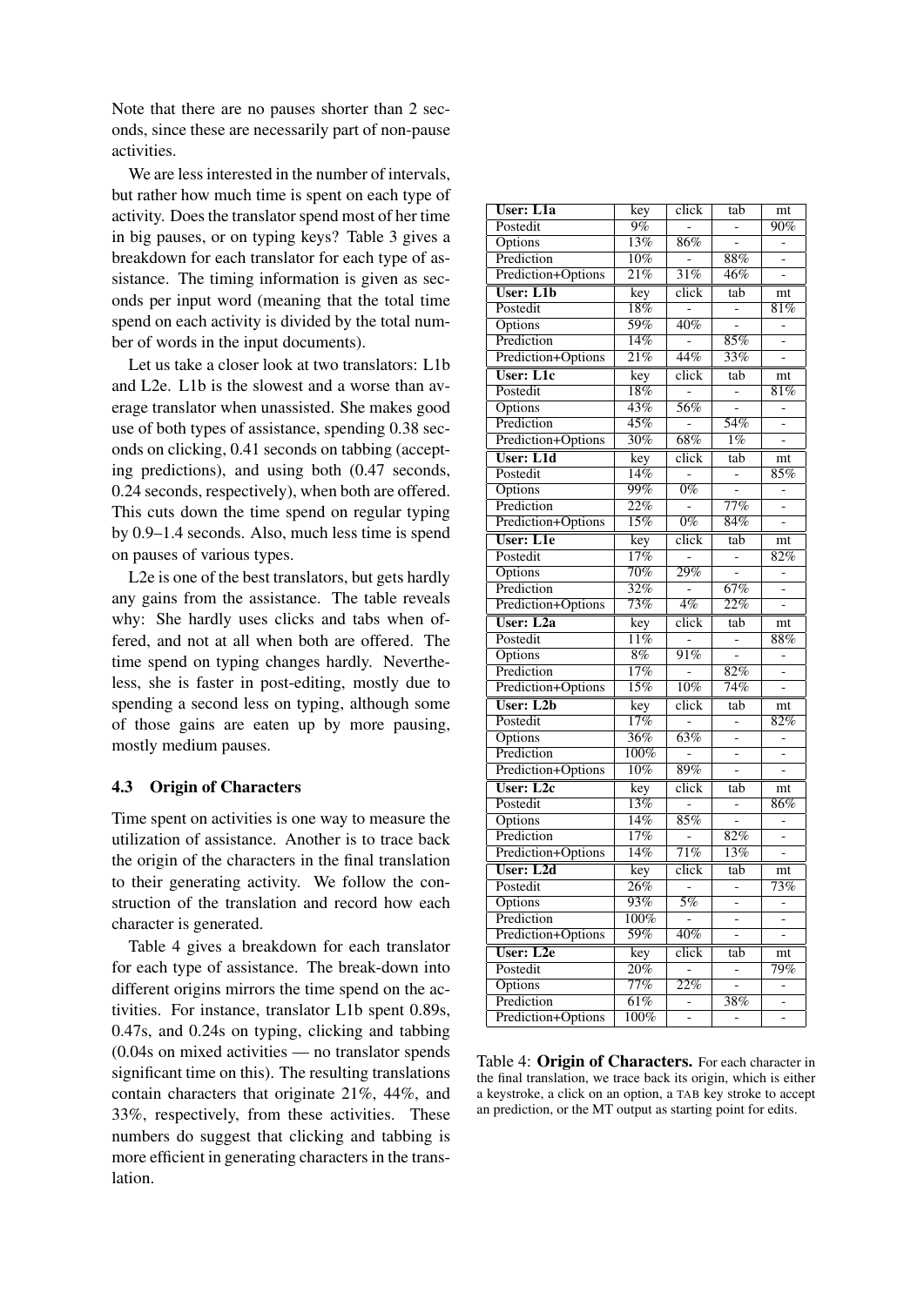Note that there are no pauses shorter than 2 seconds, since these are necessarily part of non-pause activities.

We are less interested in the number of intervals, but rather how much time is spent on each type of activity. Does the translator spend most of her time in big pauses, or on typing keys? Table 3 gives a breakdown for each translator for each type of assistance. The timing information is given as seconds per input word (meaning that the total time spend on each activity is divided by the total number of words in the input documents).

Let us take a closer look at two translators: L1b and L2e. L1b is the slowest and a worse than average translator when unassisted. She makes good use of both types of assistance, spending 0.38 seconds on clicking, 0.41 seconds on tabbing (accepting predictions), and using both (0.47 seconds, 0.24 seconds, respectively), when both are offered. This cuts down the time spend on regular typing by 0.9–1.4 seconds. Also, much less time is spend on pauses of various types.

L2e is one of the best translators, but gets hardly any gains from the assistance. The table reveals why: She hardly uses clicks and tabs when offered, and not at all when both are offered. The time spend on typing changes hardly. Nevertheless, she is faster in post-editing, mostly due to spending a second less on typing, although some of those gains are eaten up by more pausing, mostly medium pauses.

### 4.3 Origin of Characters

Time spent on activities is one way to measure the utilization of assistance. Another is to trace back the origin of the characters in the final translation to their generating activity. We follow the construction of the translation and record how each character is generated.

Table 4 gives a breakdown for each translator for each type of assistance. The break-down into different origins mirrors the time spend on the activities. For instance, translator L1b spent 0.89s, 0.47s, and 0.24s on typing, clicking and tabbing (0.04s on mixed activities — no translator spends significant time on this). The resulting translations contain characters that originate 21%, 44%, and 33%, respectively, from these activities. These numbers do suggest that clicking and tabbing is more efficient in generating characters in the translation.

| **User: L1a** | key | click | tab | mt |
|---|---|---|---|---|
| Postedit | 9% | - | - | 90% |
| Options | 13% | 86% | - | - |
| Prediction | 10% | - | 88% | - |
| Prediction+Options | 21% | 31% | 46% | - |
| **User: L1b** | key | click | tab | mt |
| Postedit | 18% | - | - | 81% |
| Options | 59% | 40% | - | - |
| Prediction | 14% | - | 85% | - |
| Prediction+Options | 21% | 44% | 33% | - |
| **User: L1c** | key | click | tab | mt |
| Postedit | 18% | - | - | 81% |
| Options | 43% | 56% | - | - |
| Prediction | 45% | - | 54% | - |
| Prediction+Options | 30% | 68% | 1% | - |
| **User: L1d** | key | click | tab | mt |
| Postedit | 14% | - | - | 85% |
| Options | 99% | 0% | - | - |
| Prediction | 22% | - | 77% | - |
| Prediction+Options | 15% | 0% | 84% | - |
| **User: L1e** | key | click | tab | mt |
| Postedit | 17% | - | - | 82% |
| Options | 70% | 29% | - | - |
| Prediction | 32% | - | 67% | - |
| Prediction+Options | 73% | 4% | 22% | - |
| **User: L2a** | key | click | tab | mt |
| Postedit | 11% | - | - | 88% |
| Options | 8% | 91% | - | - |
| Prediction | 17% | - | 82% | - |
| Prediction+Options | 15% | 10% | 74% | - |
| **User: L2b** | key | click | tab | mt |
| Postedit | 17% | - | - | 82% |
| Options | 36% | 63% | - | - |
| Prediction | 100% | - | - | - |
| Prediction+Options | 10% | 89% | - | - |
| **User: L2c** | key | click | tab | mt |
| Postedit | 13% | - | - | 86% |
| Options | 14% | 85% | - | - |
| Prediction | 17% | - | 82% | - |
| Prediction+Options | 14% | 71% | 13% | - |
| **User: L2d** | key | click | tab | mt |
| Postedit | 26% | - | - | 73% |
| Options | 93% | 5% | - | - |
| Prediction | 100% | - | - | - |
| Prediction+Options | 59% | 40% | - | - |
| **User: L2e** | key | click | tab | mt |
| Postedit | 20% | - | - | 79% |
| Options | 77% | 22% | - | - |
| Prediction | 61% | - | 38% | - |
| Prediction+Options | 100% | - | - | - |

Table 4: **Origin of Characters.** For each character in the final translation, we trace back its origin, which is either a keystroke, a click on an option, a TAB key stroke to accept an prediction, or the MT output as starting point for edits.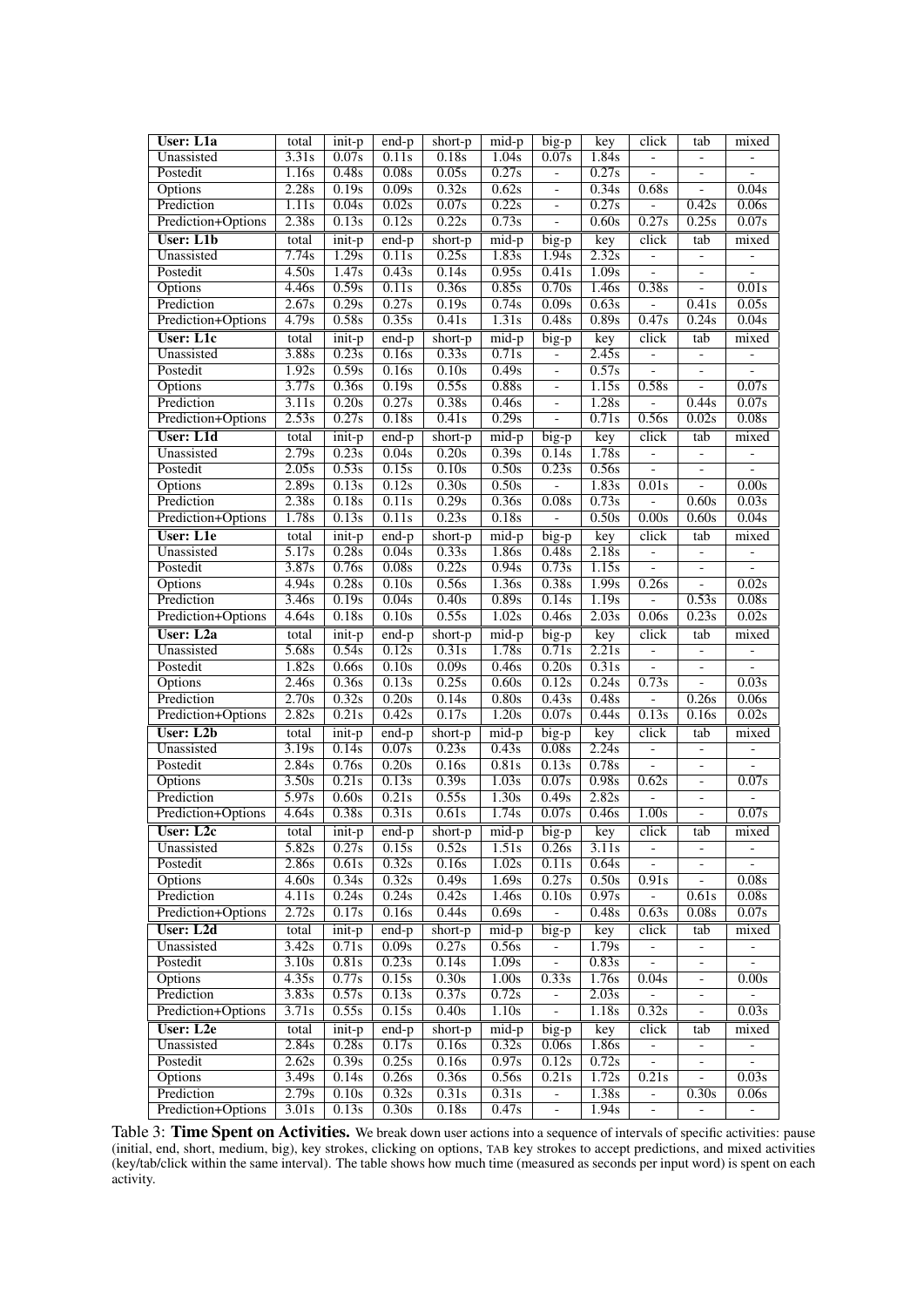| User: L1a | total | init-p | end-p | short-p | mid-p | big-p | key | click | tab | mixed |
|---|---|---|---|---|---|---|---|---|---|---|
| Unassisted | 3.31s | 0.07s | 0.11s | 0.18s | 1.04s | 0.07s | 1.84s | - | - | - |
| Postedit | 1.16s | 0.48s | 0.08s | 0.05s | 0.27s | - | 0.27s | - | - | - |
| Options | 2.28s | 0.19s | 0.09s | 0.32s | 0.62s | - | 0.34s | 0.68s | - | 0.04s |
| Prediction | 1.11s | 0.04s | 0.02s | 0.07s | 0.22s | - | 0.27s | - | 0.42s | 0.06s |
| Prediction+Options | 2.38s | 0.13s | 0.12s | 0.22s | 0.73s | - | 0.60s | 0.27s | 0.25s | 0.07s |
| **User: L1b** | total | init-p | end-p | short-p | mid-p | big-p | key | click | tab | mixed |
| Unassisted | 7.74s | 1.29s | 0.11s | 0.25s | 1.83s | 1.94s | 2.32s | - | - | - |
| Postedit | 4.50s | 1.47s | 0.43s | 0.14s | 0.95s | 0.41s | 1.09s | - | - | - |
| Options | 4.46s | 0.59s | 0.11s | 0.36s | 0.85s | 0.70s | 1.46s | 0.38s | - | 0.01s |
| Prediction | 2.67s | 0.29s | 0.27s | 0.19s | 0.74s | 0.09s | 0.63s | - | 0.41s | 0.05s |
| Prediction+Options | 4.79s | 0.58s | 0.35s | 0.41s | 1.31s | 0.48s | 0.89s | 0.47s | 0.24s | 0.04s |
| **User: L1c** | total | init-p | end-p | short-p | mid-p | big-p | key | click | tab | mixed |
| Unassisted | 3.88s | 0.23s | 0.16s | 0.33s | 0.71s | - | 2.45s | - | - | - |
| Postedit | 1.92s | 0.59s | 0.16s | 0.10s | 0.49s | - | 0.57s | - | - | - |
| Options | 3.77s | 0.36s | 0.19s | 0.55s | 0.88s | - | 1.15s | 0.58s | - | 0.07s |
| Prediction | 3.11s | 0.20s | 0.27s | 0.38s | 0.46s | - | 1.28s | - | 0.44s | 0.07s |
| Prediction+Options | 2.53s | 0.27s | 0.18s | 0.41s | 0.29s | - | 0.71s | 0.56s | 0.02s | 0.08s |
| **User: L1d** | total | init-p | end-p | short-p | mid-p | big-p | key | click | tab | mixed |
| Unassisted | 2.79s | 0.23s | 0.04s | 0.20s | 0.39s | 0.14s | 1.78s | - | - | - |
| Postedit | 2.05s | 0.53s | 0.15s | 0.10s | 0.50s | 0.23s | 0.56s | - | - | - |
| Options | 2.89s | 0.13s | 0.12s | 0.30s | 0.50s | - | 1.83s | 0.01s | - | 0.00s |
| Prediction | 2.38s | 0.18s | 0.11s | 0.29s | 0.36s | 0.08s | 0.73s | - | 0.60s | 0.03s |
| Prediction+Options | 1.78s | 0.13s | 0.11s | 0.23s | 0.18s | - | 0.50s | 0.00s | 0.60s | 0.04s |
| **User: L1e** | total | init-p | end-p | short-p | mid-p | big-p | key | click | tab | mixed |
| Unassisted | 5.17s | 0.28s | 0.04s | 0.33s | 1.86s | 0.48s | 2.18s | - | - | - |
| Postedit | 3.87s | 0.76s | 0.08s | 0.22s | 0.94s | 0.73s | 1.15s | - | - | - |
| Options | 4.94s | 0.28s | 0.10s | 0.56s | 1.36s | 0.38s | 1.99s | 0.26s | - | 0.02s |
| Prediction | 3.46s | 0.19s | 0.04s | 0.40s | 0.89s | 0.14s | 1.19s | - | 0.53s | 0.08s |
| Prediction+Options | 4.64s | 0.18s | 0.10s | 0.55s | 1.02s | 0.46s | 2.03s | 0.06s | 0.23s | 0.02s |
| **User: L2a** | total | init-p | end-p | short-p | mid-p | big-p | key | click | tab | mixed |
| Unassisted | 5.68s | 0.54s | 0.12s | 0.31s | 1.78s | 0.71s | 2.21s | - | - | - |
| Postedit | 1.82s | 0.66s | 0.10s | 0.09s | 0.46s | 0.20s | 0.31s | - | - | - |
| Options | 2.46s | 0.36s | 0.13s | 0.25s | 0.60s | 0.12s | 0.24s | 0.73s | - | 0.03s |
| Prediction | 2.70s | 0.32s | 0.20s | 0.14s | 0.80s | 0.43s | 0.48s | - | 0.26s | 0.06s |
| Prediction+Options | 2.82s | 0.21s | 0.42s | 0.17s | 1.20s | 0.07s | 0.44s | 0.13s | 0.16s | 0.02s |
| **User: L2b** | total | init-p | end-p | short-p | mid-p | big-p | key | click | tab | mixed |
| Unassisted | 3.19s | 0.14s | 0.07s | 0.23s | 0.43s | 0.08s | 2.24s | - | - | - |
| Postedit | 2.84s | 0.76s | 0.20s | 0.16s | 0.81s | 0.13s | 0.78s | - | - | - |
| Options | 3.50s | 0.21s | 0.13s | 0.39s | 1.03s | 0.07s | 0.98s | 0.62s | - | 0.07s |
| Prediction | 5.97s | 0.60s | 0.21s | 0.55s | 1.30s | 0.49s | 2.82s | - | - | - |
| Prediction+Options | 4.64s | 0.38s | 0.31s | 0.61s | 1.74s | 0.07s | 0.46s | 1.00s | - | 0.07s |
| **User: L2c** | total | init-p | end-p | short-p | mid-p | big-p | key | click | tab | mixed |
| Unassisted | 5.82s | 0.27s | 0.15s | 0.52s | 1.51s | 0.26s | 3.11s | - | - | - |
| Postedit | 2.86s | 0.61s | 0.32s | 0.16s | 1.02s | 0.11s | 0.64s | - | - | - |
| Options | 4.60s | 0.34s | 0.32s | 0.49s | 1.69s | 0.27s | 0.50s | 0.91s | - | 0.08s |
| Prediction | 4.11s | 0.24s | 0.24s | 0.42s | 1.46s | 0.10s | 0.97s | - | 0.61s | 0.08s |
| Prediction+Options | 2.72s | 0.17s | 0.16s | 0.44s | 0.69s | - | 0.48s | 0.63s | 0.08s | 0.07s |
| **User: L2d** | total | init-p | end-p | short-p | mid-p | big-p | key | click | tab | mixed |
| Unassisted | 3.42s | 0.71s | 0.09s | 0.27s | 0.56s | - | 1.79s | - | - | - |
| Postedit | 3.10s | 0.81s | 0.23s | 0.14s | 1.09s | - | 0.83s | - | - | - |
| Options | 4.35s | 0.77s | 0.15s | 0.30s | 1.00s | 0.33s | 1.76s | 0.04s | - | 0.00s |
| Prediction | 3.83s | 0.57s | 0.13s | 0.37s | 0.72s | - | 2.03s | - | - | - |
| Prediction+Options | 3.71s | 0.55s | 0.15s | 0.40s | 1.10s | - | 1.18s | 0.32s | - | 0.03s |
| **User: L2e** | total | init-p | end-p | short-p | mid-p | big-p | key | click | tab | mixed |
| Unassisted | 2.84s | 0.28s | 0.17s | 0.16s | 0.32s | 0.06s | 1.86s | - | - | - |
| Postedit | 2.62s | 0.39s | 0.25s | 0.16s | 0.97s | 0.12s | 0.72s | - | - | - |
| Options | 3.49s | 0.14s | 0.26s | 0.36s | 0.56s | 0.21s | 1.72s | 0.21s | - | 0.03s |
| Prediction | 2.79s | 0.10s | 0.32s | 0.31s | 0.31s | - | 1.38s | - | 0.30s | 0.06s |
| Prediction+Options | 3.01s | 0.13s | 0.30s | 0.18s | 0.47s | - | 1.94s | - | - | - |

Table 3: **Time Spent on Activities.** We break down user actions into a sequence of intervals of specific activities: pause (initial, end, short, medium, big), key strokes, clicking on options, TAB key strokes to accept predictions, and mixed activities (key/tab/click within the same interval). The table shows how much time (measured as seconds per input word) is spent on each activity.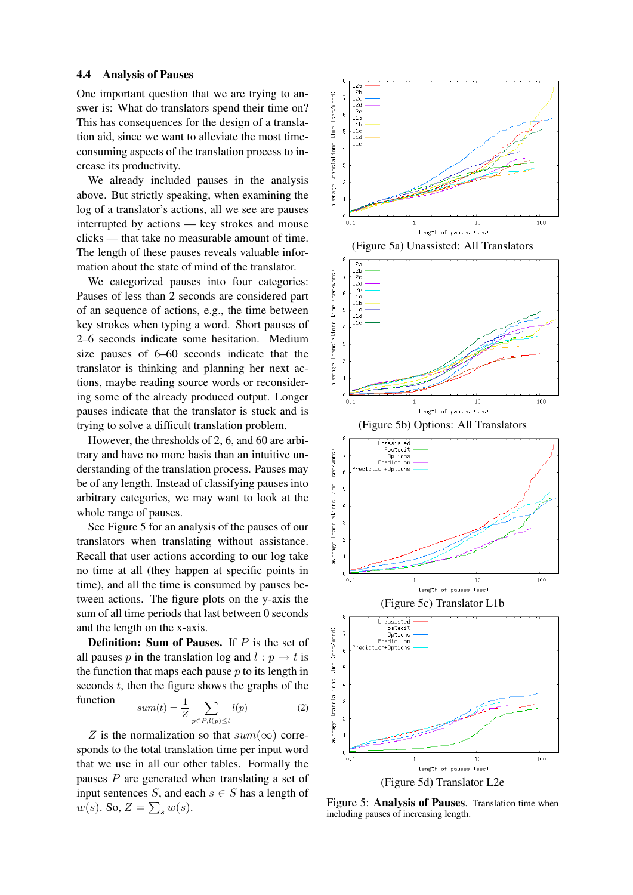### 4.4 Analysis of Pauses

One important question that we are trying to answer is: What do translators spend their time on? This has consequences for the design of a translation aid, since we want to alleviate the most time-consuming aspects of the translation process to increase its productivity.

We already included pauses in the analysis above. But strictly speaking, when examining the log of a translator's actions, all we see are pauses interrupted by actions — key strokes and mouse clicks — that take no measurable amount of time. The length of these pauses reveals valuable information about the state of mind of the translator.

We categorized pauses into four categories: Pauses of less than 2 seconds are considered part of an sequence of actions, e.g., the time between key strokes when typing a word. Short pauses of 2–6 seconds indicate some hesitation. Medium size pauses of 6–60 seconds indicate that the translator is thinking and planning her next actions, maybe reading source words or reconsidering some of the already produced output. Longer pauses indicate that the translator is stuck and is trying to solve a difficult translation problem.

However, the thresholds of 2, 6, and 60 are arbitrary and have no more basis than an intuitive understanding of the translation process. Pauses may be of any length. Instead of classifying pauses into arbitrary categories, we may want to look at the whole range of pauses.

See Figure 5 for an analysis of the pauses of our translators when translating without assistance. Recall that user actions according to our log take no time at all (they happen at specific points in time), and all the time is consumed by pauses between actions. The figure plots on the y-axis the sum of all time periods that last between 0 seconds and the length on the x-axis.

**Definition: Sum of Pauses.** If $P$ is the set of all pauses $p$ in the translation log and $l : p \rightarrow t$ is the function that maps each pause $p$ to its length in seconds $t$, then the figure shows the graphs of the function

$$sum(t) = \frac{1}{Z} \sum_{p \in P, l(p) \leq t} l(p) \qquad (2)$$

$Z$ is the normalization so that $sum(\infty)$ corresponds to the total translation time per input word that we use in all our other tables. Formally the pauses $P$ are generated when translating a set of input sentences $S$, and each $s \in S$ has a length of $w(s)$. So, $Z = \sum_s w(s)$.

(Figure 5a) Unassisted: All Translators

(Figure 5b) Options: All Translators

(Figure 5c) Translator L1b

(Figure 5d) Translator L2e

Figure 5: **Analysis of Pauses**. Translation time when including pauses of increasing length.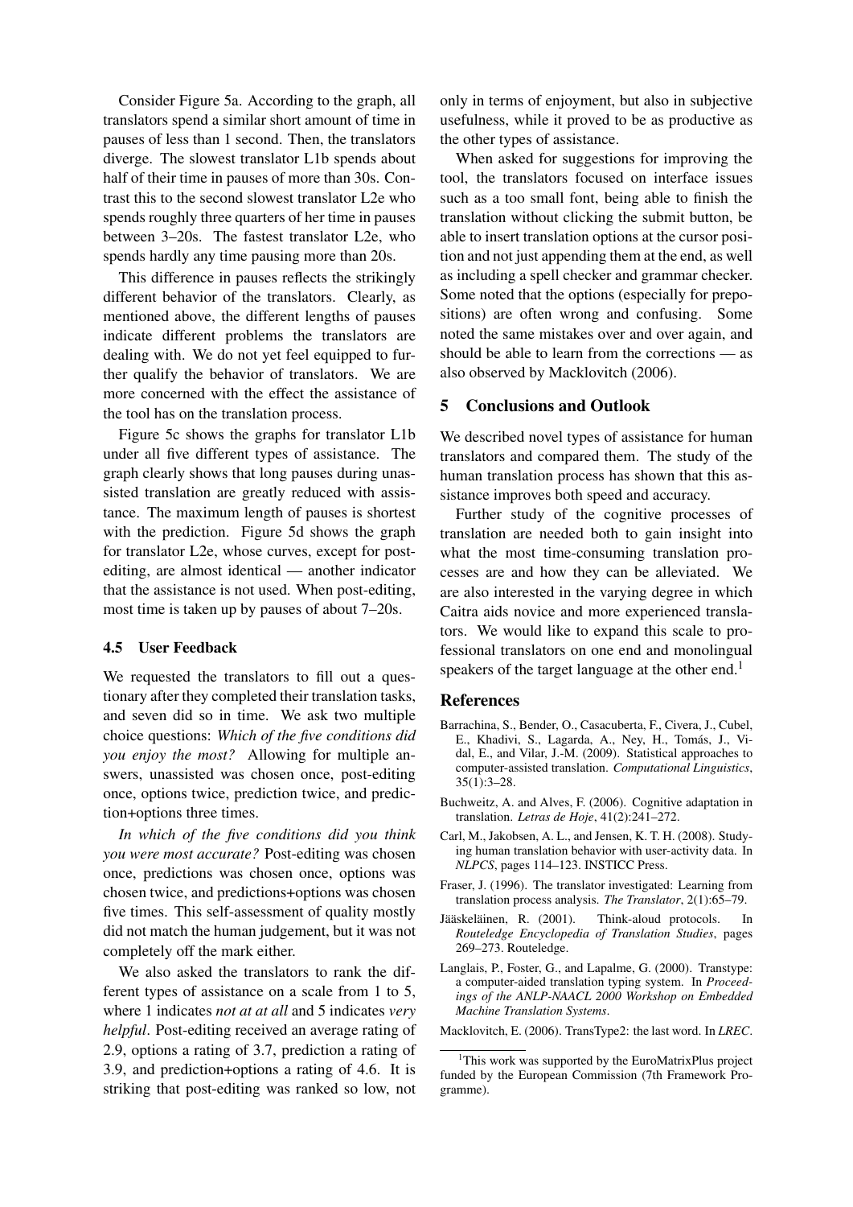Consider Figure 5a. According to the graph, all translators spend a similar short amount of time in pauses of less than 1 second. Then, the translators diverge. The slowest translator L1b spends about half of their time in pauses of more than 30s. Contrast this to the second slowest translator L2e who spends roughly three quarters of her time in pauses between 3–20s. The fastest translator L2e, who spends hardly any time pausing more than 20s.

This difference in pauses reflects the strikingly different behavior of the translators. Clearly, as mentioned above, the different lengths of pauses indicate different problems the translators are dealing with. We do not yet feel equipped to further qualify the behavior of translators. We are more concerned with the effect the assistance of the tool has on the translation process.

Figure 5c shows the graphs for translator L1b under all five different types of assistance. The graph clearly shows that long pauses during unassisted translation are greatly reduced with assistance. The maximum length of pauses is shortest with the prediction. Figure 5d shows the graph for translator L2e, whose curves, except for post-editing, are almost identical — another indicator that the assistance is not used. When post-editing, most time is taken up by pauses of about 7–20s.

### 4.5 User Feedback

We requested the translators to fill out a questionary after they completed their translation tasks, and seven did so in time. We ask two multiple choice questions: *Which of the five conditions did you enjoy the most?* Allowing for multiple answers, unassisted was chosen once, post-editing once, options twice, prediction twice, and prediction+options three times.

*In which of the five conditions did you think you were most accurate?* Post-editing was chosen once, predictions was chosen once, options was chosen twice, and predictions+options was chosen five times. This self-assessment of quality mostly did not match the human judgement, but it was not completely off the mark either.

We also asked the translators to rank the different types of assistance on a scale from 1 to 5, where 1 indicates *not at at all* and 5 indicates *very helpful*. Post-editing received an average rating of 2.9, options a rating of 3.7, prediction a rating of 3.9, and prediction+options a rating of 4.6. It is striking that post-editing was ranked so low, not only in terms of enjoyment, but also in subjective usefulness, while it proved to be as productive as the other types of assistance.

When asked for suggestions for improving the tool, the translators focused on interface issues such as a too small font, being able to finish the translation without clicking the submit button, be able to insert translation options at the cursor position and not just appending them at the end, as well as including a spell checker and grammar checker. Some noted that the options (especially for prepositions) are often wrong and confusing. Some noted the same mistakes over and over again, and should be able to learn from the corrections — as also observed by Macklovitch (2006).

## 5 Conclusions and Outlook

We described novel types of assistance for human translators and compared them. The study of the human translation process has shown that this assistance improves both speed and accuracy.

Further study of the cognitive processes of translation are needed both to gain insight into what the most time-consuming translation processes are and how they can be alleviated. We are also interested in the varying degree in which Caitra aids novice and more experienced translators. We would like to expand this scale to professional translators on one end and monolingual speakers of the target language at the other end.[1]

## References

Barrachina, S., Bender, O., Casacuberta, F., Civera, J., Cubel, E., Khadivi, S., Lagarda, A., Ney, H., Tomás, J., Vidal, E., and Vilar, J.-M. (2009). Statistical approaches to computer-assisted translation. *Computational Linguistics*, 35(1):3–28.

Buchweitz, A. and Alves, F. (2006). Cognitive adaptation in translation. *Letras de Hoje*, 41(2):241–272.

Carl, M., Jakobsen, A. L., and Jensen, K. T. H. (2008). Studying human translation behavior with user-activity data. In *NLPCS*, pages 114–123. INSTICC Press.

Fraser, J. (1996). The translator investigated: Learning from translation process analysis. *The Translator*, 2(1):65–79.

Jääskeläinen, R. (2001). Think-aloud protocols. In *Routeledge Encyclopedia of Translation Studies*, pages 269–273. Routeledge.

Langlais, P., Foster, G., and Lapalme, G. (2000). Transtype: a computer-aided translation typing system. In *Proceedings of the ANLP-NAACL 2000 Workshop on Embedded Machine Translation Systems*.

Macklovitch, E. (2006). TransType2: the last word. In *LREC*.

[1] This work was supported by the EuroMatrixPlus project funded by the European Commission (7th Framework Programme).